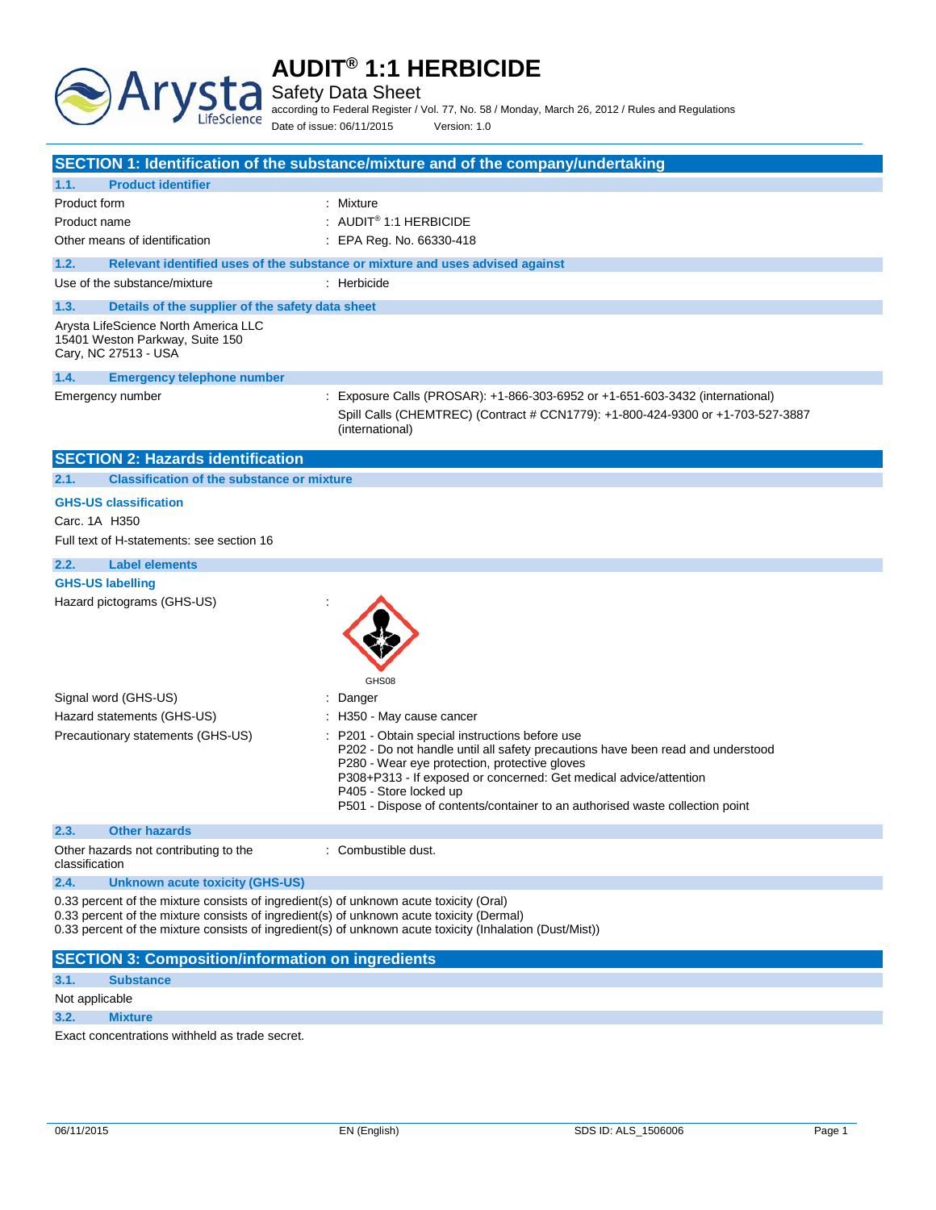# AUDIT® 1:1 HERBICIDE

Safety Data Sheet

according to Federal Register / Vol. 77, No. 58 / Monday, March 26, 2012 / Rules and Regulations

Date of issue: 06/11/2015 Version: 1.0

## SECTION 1: Identification of the substance/mixture and of the company/undertaking

### 1.1. Product identifier

| | |
|---|---|
| Product form | : Mixture |
| Product name | : AUDIT® 1:1 HERBICIDE |
| Other means of identification | : EPA Reg. No. 66330-418 |

### 1.2. Relevant identified uses of the substance or mixture and uses advised against

| | |
|---|---|
| Use of the substance/mixture | : Herbicide |

### 1.3. Details of the supplier of the safety data sheet

Arysta LifeScience North America LLC
15401 Weston Parkway, Suite 150
Cary, NC 27513 - USA

### 1.4. Emergency telephone number

| | |
|---|---|
| Emergency number | : Exposure Calls (PROSAR): +1-866-303-6952 or +1-651-603-3432 (international)<br>Spill Calls (CHEMTREC) (Contract # CCN1779): +1-800-424-9300 or +1-703-527-3887 (international) |

## SECTION 2: Hazards identification

### 2.1. Classification of the substance or mixture

**GHS-US classification**

Carc. 1A H350

Full text of H-statements: see section 16

### 2.2. Label elements

**GHS-US labelling**

Hazard pictograms (GHS-US) :

GHS08

| | |
|---|---|
| Signal word (GHS-US) | : Danger |
| Hazard statements (GHS-US) | : H350 - May cause cancer |
| Precautionary statements (GHS-US) | : P201 - Obtain special instructions before use<br>P202 - Do not handle until all safety precautions have been read and understood<br>P280 - Wear eye protection, protective gloves<br>P308+P313 - If exposed or concerned: Get medical advice/attention<br>P405 - Store locked up<br>P501 - Dispose of contents/container to an authorised waste collection point |

### 2.3. Other hazards

| | |
|---|---|
| Other hazards not contributing to the classification | : Combustible dust. |

### 2.4. Unknown acute toxicity (GHS-US)

0.33 percent of the mixture consists of ingredient(s) of unknown acute toxicity (Oral)
0.33 percent of the mixture consists of ingredient(s) of unknown acute toxicity (Dermal)
0.33 percent of the mixture consists of ingredient(s) of unknown acute toxicity (Inhalation (Dust/Mist))

## SECTION 3: Composition/information on ingredients

### 3.1. Substance

Not applicable

### 3.2. Mixture

Exact concentrations withheld as trade secret.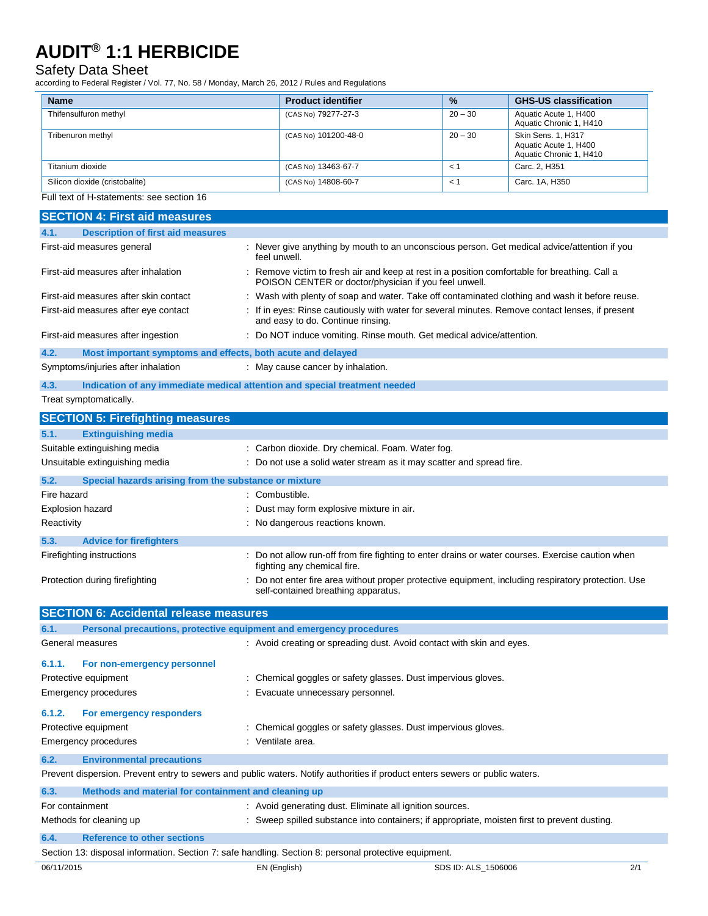| Name | Product identifier | % | GHS-US classification |
|---|---|---|---|
| Thifensulfuron methyl | (CAS No) 79277-27-3 | 20 – 30 | Aquatic Acute 1, H400<br>Aquatic Chronic 1, H410 |
| Tribenuron methyl | (CAS No) 101200-48-0 | 20 – 30 | Skin Sens. 1, H317<br>Aquatic Acute 1, H400<br>Aquatic Chronic 1, H410 |
| Titanium dioxide | (CAS No) 13463-67-7 | < 1 | Carc. 2, H351 |
| Silicon dioxide (cristobalite) | (CAS No) 14808-60-7 | < 1 | Carc. 1A, H350 |

Full text of H-statements: see section 16

## SECTION 4: First aid measures

### 4.1. Description of first aid measures

First-aid measures general : Never give anything by mouth to an unconscious person. Get medical advice/attention if you feel unwell.

First-aid measures after inhalation : Remove victim to fresh air and keep at rest in a position comfortable for breathing. Call a POISON CENTER or doctor/physician if you feel unwell.

First-aid measures after skin contact : Wash with plenty of soap and water. Take off contaminated clothing and wash it before reuse.

First-aid measures after eye contact : If in eyes: Rinse cautiously with water for several minutes. Remove contact lenses, if present and easy to do. Continue rinsing.

First-aid measures after ingestion : Do NOT induce vomiting. Rinse mouth. Get medical advice/attention.

### 4.2. Most important symptoms and effects, both acute and delayed

Symptoms/injuries after inhalation : May cause cancer by inhalation.

### 4.3. Indication of any immediate medical attention and special treatment needed

Treat symptomatically.

## SECTION 5: Firefighting measures

### 5.1. Extinguishing media

Suitable extinguishing media : Carbon dioxide. Dry chemical. Foam. Water fog.

Unsuitable extinguishing media : Do not use a solid water stream as it may scatter and spread fire.

### 5.2. Special hazards arising from the substance or mixture

Fire hazard : Combustible.

Explosion hazard : Dust may form explosive mixture in air.

Reactivity : No dangerous reactions known.

### 5.3. Advice for firefighters

Firefighting instructions : Do not allow run-off from fire fighting to enter drains or water courses. Exercise caution when fighting any chemical fire.

Protection during firefighting : Do not enter fire area without proper protective equipment, including respiratory protection. Use self-contained breathing apparatus.

## SECTION 6: Accidental release measures

### 6.1. Personal precautions, protective equipment and emergency procedures

General measures : Avoid creating or spreading dust. Avoid contact with skin and eyes.

#### 6.1.1. For non-emergency personnel

Protective equipment : Chemical goggles or safety glasses. Dust impervious gloves.

Emergency procedures : Evacuate unnecessary personnel.

#### 6.1.2. For emergency responders

Protective equipment : Chemical goggles or safety glasses. Dust impervious gloves.

Emergency procedures : Ventilate area.

### 6.2. Environmental precautions

Prevent dispersion. Prevent entry to sewers and public waters. Notify authorities if product enters sewers or public waters.

### 6.3. Methods and material for containment and cleaning up

For containment : Avoid generating dust. Eliminate all ignition sources.

Methods for cleaning up : Sweep spilled substance into containers; if appropriate, moisten first to prevent dusting.

### 6.4. Reference to other sections

Section 13: disposal information. Section 7: safe handling. Section 8: personal protective equipment.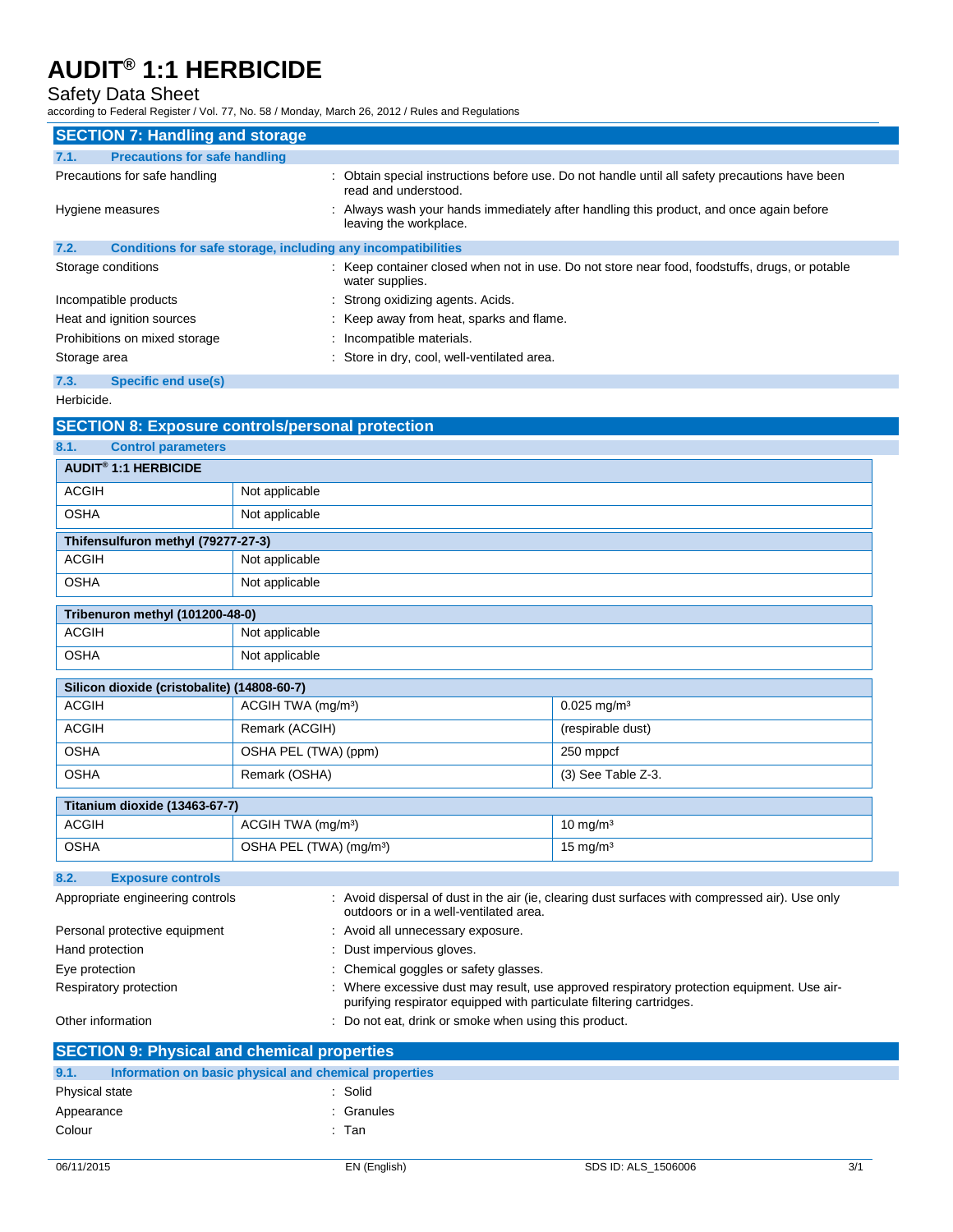## SECTION 7: Handling and storage

### 7.1. Precautions for safe handling

Precautions for safe handling : Obtain special instructions before use. Do not handle until all safety precautions have been read and understood.

Hygiene measures : Always wash your hands immediately after handling this product, and once again before leaving the workplace.

### 7.2. Conditions for safe storage, including any incompatibilities

Storage conditions : Keep container closed when not in use. Do not store near food, foodstuffs, drugs, or potable water supplies.

Incompatible products : Strong oxidizing agents. Acids.

Heat and ignition sources : Keep away from heat, sparks and flame.

Prohibitions on mixed storage : Incompatible materials.

Storage area : Store in dry, cool, well-ventilated area.

### 7.3. Specific end use(s)

Herbicide.

## SECTION 8: Exposure controls/personal protection

### 8.1. Control parameters

| AUDIT® 1:1 HERBICIDE | |
|---|---|
| ACGIH | Not applicable |
| OSHA | Not applicable |

| Thifensulfuron methyl (79277-27-3) | |
|---|---|
| ACGIH | Not applicable |
| OSHA | Not applicable |

| Tribenuron methyl (101200-48-0) | |
|---|---|
| ACGIH | Not applicable |
| OSHA | Not applicable |

| Silicon dioxide (cristobalite) (14808-60-7) | | |
|---|---|---|
| ACGIH | ACGIH TWA (mg/m³) | 0.025 mg/m³ |
| ACGIH | Remark (ACGIH) | (respirable dust) |
| OSHA | OSHA PEL (TWA) (ppm) | 250 mppcf |
| OSHA | Remark (OSHA) | (3) See Table Z-3. |

| Titanium dioxide (13463-67-7) | | |
|---|---|---|
| ACGIH | ACGIH TWA (mg/m³) | 10 mg/m³ |
| OSHA | OSHA PEL (TWA) (mg/m³) | 15 mg/m³ |

### 8.2. Exposure controls

Appropriate engineering controls : Avoid dispersal of dust in the air (ie, clearing dust surfaces with compressed air). Use only outdoors or in a well-ventilated area.

Personal protective equipment : Avoid all unnecessary exposure.

Hand protection : Dust impervious gloves.

Eye protection : Chemical goggles or safety glasses.

Respiratory protection : Where excessive dust may result, use approved respiratory protection equipment. Use air-purifying respirator equipped with particulate filtering cartridges.

Other information : Do not eat, drink or smoke when using this product.

## SECTION 9: Physical and chemical properties

### 9.1. Information on basic physical and chemical properties

Physical state : Solid

Appearance : Granules

Colour : Tan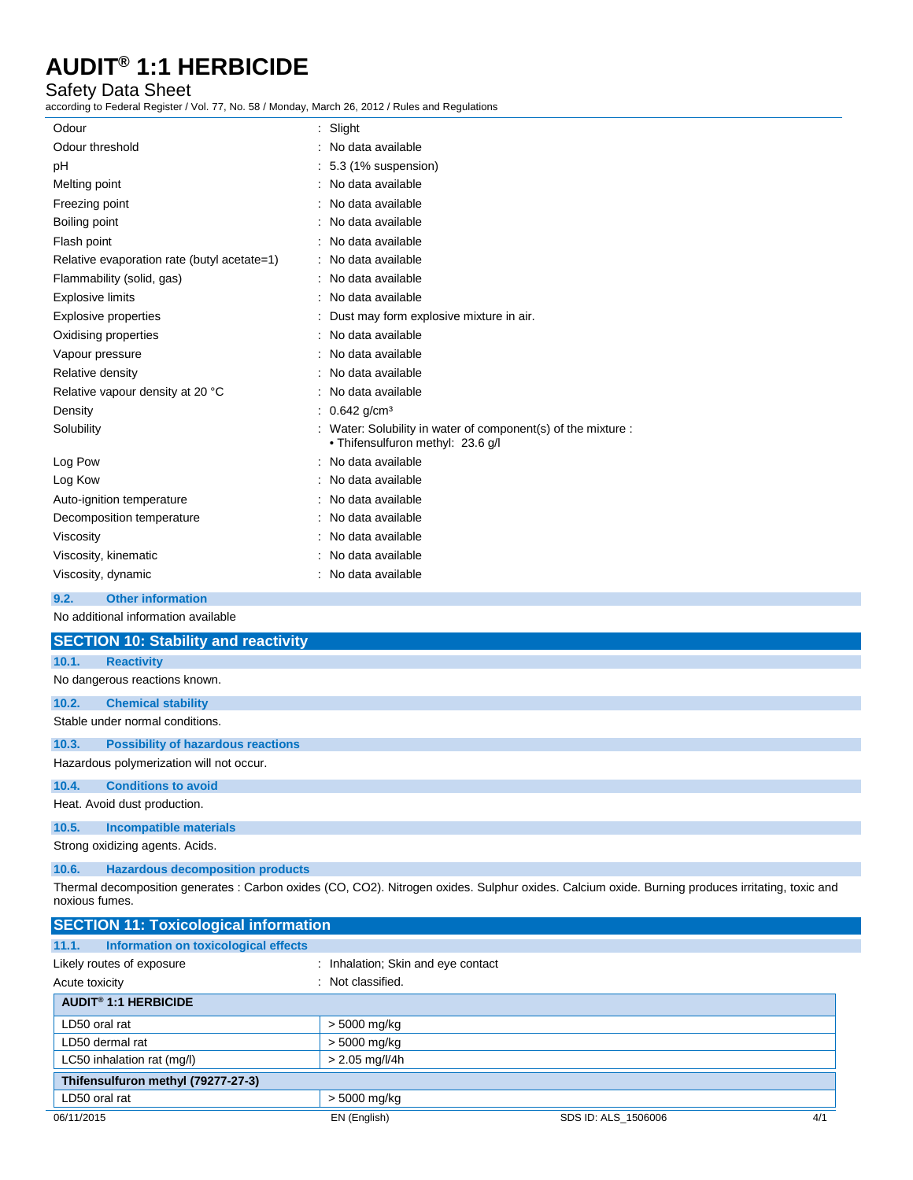| | |
|---|---|
| Odour | : Slight |
| Odour threshold | : No data available |
| pH | : 5.3 (1% suspension) |
| Melting point | : No data available |
| Freezing point | : No data available |
| Boiling point | : No data available |
| Flash point | : No data available |
| Relative evaporation rate (butyl acetate=1) | : No data available |
| Flammability (solid, gas) | : No data available |
| Explosive limits | : No data available |
| Explosive properties | : Dust may form explosive mixture in air. |
| Oxidising properties | : No data available |
| Vapour pressure | : No data available |
| Relative density | : No data available |
| Relative vapour density at 20 °C | : No data available |
| Density | : 0.642 g/cm³ |
| Solubility | : Water: Solubility in water of component(s) of the mixture : • Thifensulfuron methyl: 23.6 g/l |
| Log Pow | : No data available |
| Log Kow | : No data available |
| Auto-ignition temperature | : No data available |
| Decomposition temperature | : No data available |
| Viscosity | : No data available |
| Viscosity, kinematic | : No data available |
| Viscosity, dynamic | : No data available |

### 9.2. Other information

No additional information available

## SECTION 10: Stability and reactivity

### 10.1. Reactivity

No dangerous reactions known.

### 10.2. Chemical stability

Stable under normal conditions.

### 10.3. Possibility of hazardous reactions

Hazardous polymerization will not occur.

### 10.4. Conditions to avoid

Heat. Avoid dust production.

### 10.5. Incompatible materials

Strong oxidizing agents. Acids.

### 10.6. Hazardous decomposition products

Thermal decomposition generates : Carbon oxides (CO, $CO_2$). Nitrogen oxides. Sulphur oxides. Calcium oxide. Burning produces irritating, toxic and noxious fumes.

## SECTION 11: Toxicological information

### 11.1. Information on toxicological effects

Likely routes of exposure : Inhalation; Skin and eye contact

Acute toxicity : Not classified.

| **AUDIT® 1:1 HERBICIDE** | |
|---|---|
| LD50 oral rat | > 5000 mg/kg |
| LD50 dermal rat | > 5000 mg/kg |
| LC50 inhalation rat (mg/l) | > 2.05 mg/l/4h |
| **Thifensulfuron methyl (79277-27-3)** | |
| LD50 oral rat | > 5000 mg/kg |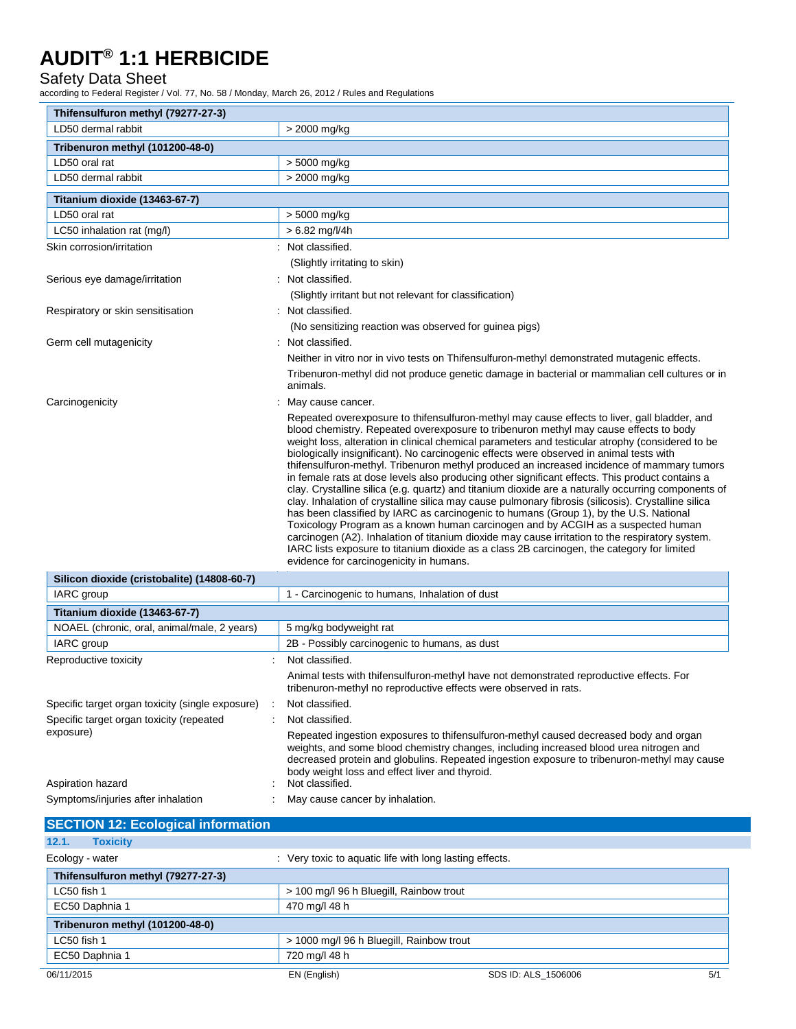| Thifensulfuron methyl (79277-27-3) | |
|---|---|
| LD50 dermal rabbit | > 2000 mg/kg |

| Tribenuron methyl (101200-48-0) | |
|---|---|
| LD50 oral rat | > 5000 mg/kg |
| LD50 dermal rabbit | > 2000 mg/kg |

| Titanium dioxide (13463-67-7) | |
|---|---|
| LD50 oral rat | > 5000 mg/kg |
| LC50 inhalation rat (mg/l) | > 6.82 mg/l/4h |

Skin corrosion/irritation : Not classified.

(Slightly irritating to skin)

Serious eye damage/irritation : Not classified.

(Slightly irritant but not relevant for classification)

Respiratory or skin sensitisation : Not classified.

(No sensitizing reaction was observed for guinea pigs)

Germ cell mutagenicity : Not classified.

Neither in vitro nor in vivo tests on Thifensulfuron-methyl demonstrated mutagenic effects.

Tribenuron-methyl did not produce genetic damage in bacterial or mammalian cell cultures or in animals.

Carcinogenicity : May cause cancer.

Repeated overexposure to thifensulfuron-methyl may cause effects to liver, gall bladder, and blood chemistry. Repeated overexposure to tribenuron methyl may cause effects to body weight loss, alteration in clinical chemical parameters and testicular atrophy (considered to be biologically insignificant). No carcinogenic effects were observed in animal tests with thifensulfuron-methyl. Tribenuron methyl produced an increased incidence of mammary tumors in female rats at dose levels also producing other significant effects. This product contains a clay. Crystalline silica (e.g. quartz) and titanium dioxide are a naturally occurring components of clay. Inhalation of crystalline silica may cause pulmonary fibrosis (silicosis). Crystalline silica has been classified by IARC as carcinogenic to humans (Group 1), by the U.S. National Toxicology Program as a known human carcinogen and by ACGIH as a suspected human carcinogen (A2). Inhalation of titanium dioxide may cause irritation to the respiratory system. IARC lists exposure to titanium dioxide as a class 2B carcinogen, the category for limited evidence for carcinogenicity in humans.

| Silicon dioxide (cristobalite) (14808-60-7) | |
|---|---|
| IARC group | 1 - Carcinogenic to humans, Inhalation of dust |

| Titanium dioxide (13463-67-7) | |
|---|---|
| NOAEL (chronic, oral, animal/male, 2 years) | 5 mg/kg bodyweight rat |
| IARC group | 2B - Possibly carcinogenic to humans, as dust |

Reproductive toxicity : Not classified.

Animal tests with thifensulfuron-methyl have not demonstrated reproductive effects. For tribenuron-methyl no reproductive effects were observed in rats.

Specific target organ toxicity (single exposure) : Not classified.

Specific target organ toxicity (repeated exposure) : Not classified.

Repeated ingestion exposures to thifensulfuron-methyl caused decreased body and organ weights, and some blood chemistry changes, including increased blood urea nitrogen and decreased protein and globulins. Repeated ingestion exposure to tribenuron-methyl may cause body weight loss and effect liver and thyroid.

Aspiration hazard : Not classified.

Symptoms/injuries after inhalation : May cause cancer by inhalation.

## SECTION 12: Ecological information

### 12.1. Toxicity

Ecology - water : Very toxic to aquatic life with long lasting effects.

| Thifensulfuron methyl (79277-27-3) | |
|---|---|
| LC50 fish 1 | > 100 mg/l 96 h Bluegill, Rainbow trout |
| EC50 Daphnia 1 | 470 mg/l 48 h |

| Tribenuron methyl (101200-48-0) | |
|---|---|
| LC50 fish 1 | > 1000 mg/l 96 h Bluegill, Rainbow trout |
| EC50 Daphnia 1 | 720 mg/l 48 h |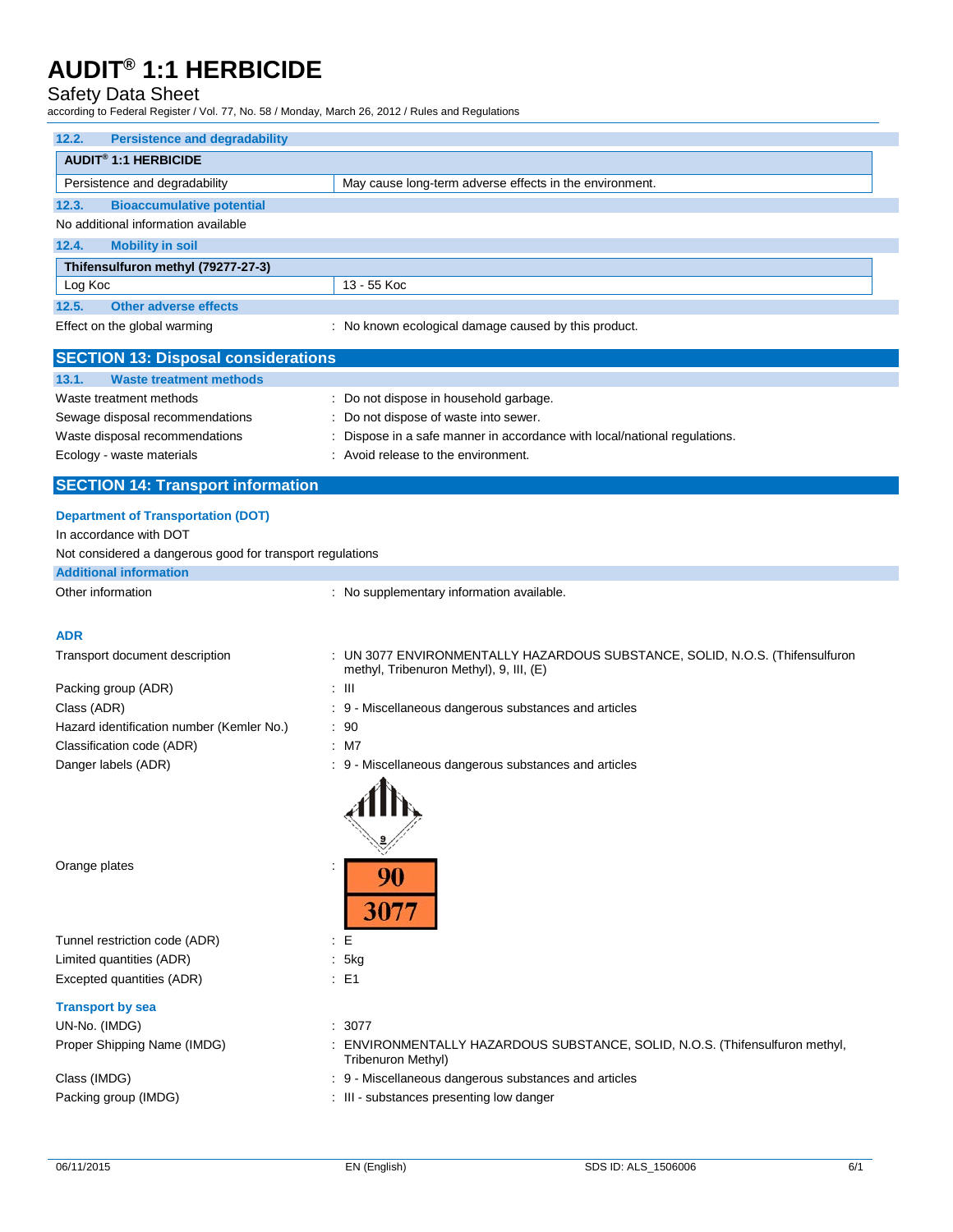### 12.2. Persistence and degradability

| AUDIT® 1:1 HERBICIDE | |
|---|---|
| Persistence and degradability | May cause long-term adverse effects in the environment. |

### 12.3. Bioaccumulative potential

No additional information available

### 12.4. Mobility in soil

| Thifensulfuron methyl (79277-27-3) | |
|---|---|
| Log Koc | 13 - 55 Koc |

### 12.5. Other adverse effects

Effect on the global warming : No known ecological damage caused by this product.

## SECTION 13: Disposal considerations

### 13.1. Waste treatment methods

Waste treatment methods : Do not dispose in household garbage.

Sewage disposal recommendations : Do not dispose of waste into sewer.

Waste disposal recommendations : Dispose in a safe manner in accordance with local/national regulations.

Ecology - waste materials : Avoid release to the environment.

## SECTION 14: Transport information

### Department of Transportation (DOT)

In accordance with DOT

Not considered a dangerous good for transport regulations

### Additional information

Other information : No supplementary information available.

### ADR

Transport document description : UN 3077 ENVIRONMENTALLY HAZARDOUS SUBSTANCE, SOLID, N.O.S. (Thifensulfuron methyl, Tribenuron Methyl), 9, III, (E)

Packing group (ADR) : III

Class (ADR) : 9 - Miscellaneous dangerous substances and articles

Hazard identification number (Kemler No.) : 90

Classification code (ADR) : M7

Danger labels (ADR) : 9 - Miscellaneous dangerous substances and articles

Orange plates : 90 / 3077

Tunnel restriction code (ADR) : E

Limited quantities (ADR) : 5kg

Excepted quantities (ADR) : E1

### Transport by sea

UN-No. (IMDG) : 3077

Proper Shipping Name (IMDG) : ENVIRONMENTALLY HAZARDOUS SUBSTANCE, SOLID, N.O.S. (Thifensulfuron methyl, Tribenuron Methyl)

Class (IMDG) : 9 - Miscellaneous dangerous substances and articles

Packing group (IMDG) : III - substances presenting low danger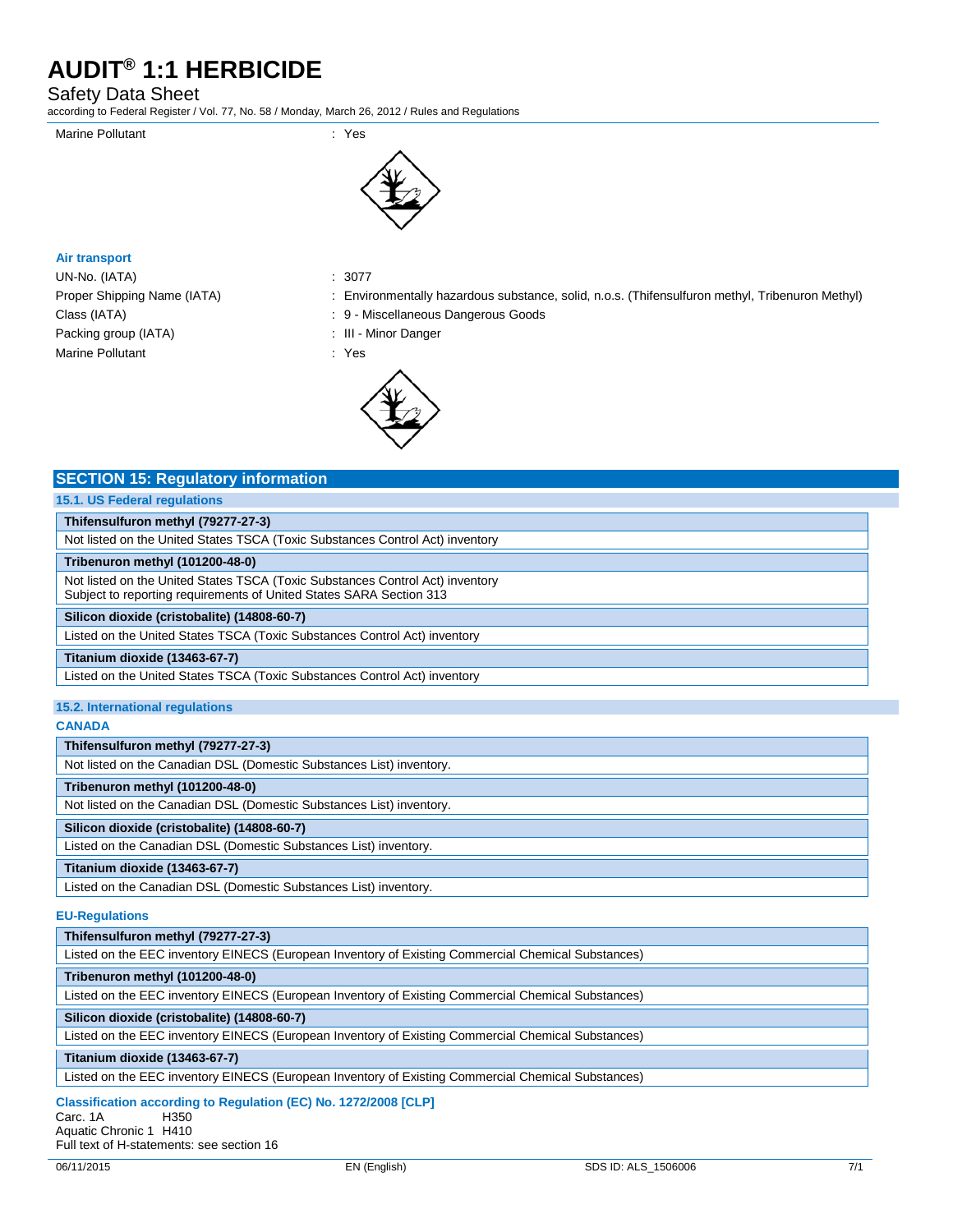Marine Pollutant : Yes

**Air transport**

| | |
|---|---|
| UN-No. (IATA) | : 3077 |
| Proper Shipping Name (IATA) | : Environmentally hazardous substance, solid, n.o.s. (Thifensulfuron methyl, Tribenuron Methyl) |
| Class (IATA) | : 9 - Miscellaneous Dangerous Goods |
| Packing group (IATA) | : III - Minor Danger |
| Marine Pollutant | : Yes |

## SECTION 15: Regulatory information

### 15.1. US Federal regulations

| Thifensulfuron methyl (79277-27-3) |
|---|
| Not listed on the United States TSCA (Toxic Substances Control Act) inventory |

| Tribenuron methyl (101200-48-0) |
|---|
| Not listed on the United States TSCA (Toxic Substances Control Act) inventory<br>Subject to reporting requirements of United States SARA Section 313 |

| Silicon dioxide (cristobalite) (14808-60-7) |
|---|
| Listed on the United States TSCA (Toxic Substances Control Act) inventory |

| Titanium dioxide (13463-67-7) |
|---|
| Listed on the United States TSCA (Toxic Substances Control Act) inventory |

### 15.2. International regulations

**CANADA**

| Thifensulfuron methyl (79277-27-3) |
|---|
| Not listed on the Canadian DSL (Domestic Substances List) inventory. |

| Tribenuron methyl (101200-48-0) |
|---|
| Not listed on the Canadian DSL (Domestic Substances List) inventory. |

| Silicon dioxide (cristobalite) (14808-60-7) |
|---|
| Listed on the Canadian DSL (Domestic Substances List) inventory. |

| Titanium dioxide (13463-67-7) |
|---|
| Listed on the Canadian DSL (Domestic Substances List) inventory. |

**EU-Regulations**

| Thifensulfuron methyl (79277-27-3) |
|---|
| Listed on the EEC inventory EINECS (European Inventory of Existing Commercial Chemical Substances) |

| Tribenuron methyl (101200-48-0) |
|---|
| Listed on the EEC inventory EINECS (European Inventory of Existing Commercial Chemical Substances) |

| Silicon dioxide (cristobalite) (14808-60-7) |
|---|
| Listed on the EEC inventory EINECS (European Inventory of Existing Commercial Chemical Substances) |

| Titanium dioxide (13463-67-7) |
|---|
| Listed on the EEC inventory EINECS (European Inventory of Existing Commercial Chemical Substances) |

**Classification according to Regulation (EC) No. 1272/2008 [CLP]**

Carc. 1A H350
Aquatic Chronic 1 H410
Full text of H-statements: see section 16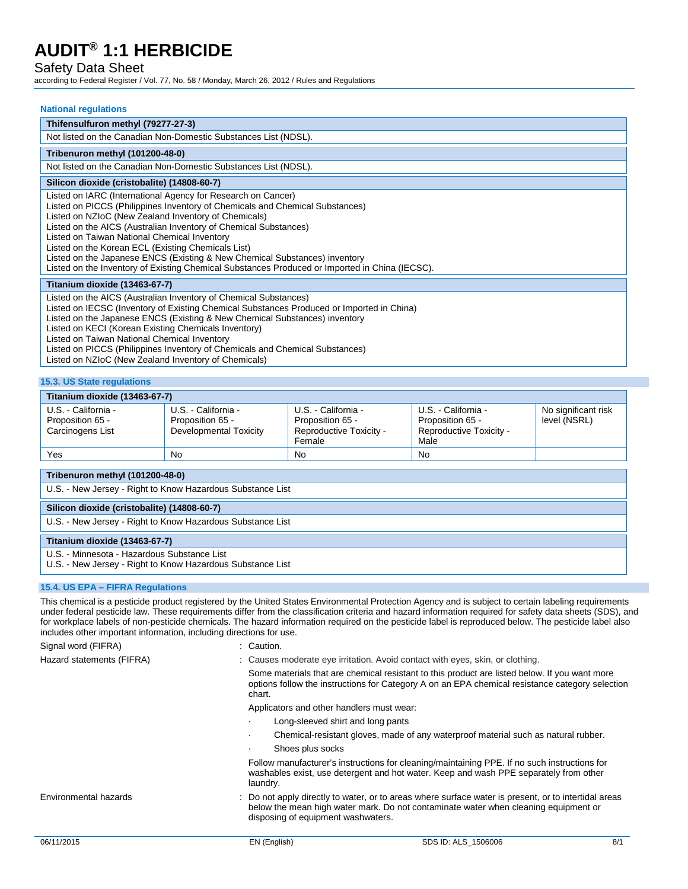#### National regulations

| Thifensulfuron methyl (79277-27-3) |
|---|
| Not listed on the Canadian Non-Domestic Substances List (NDSL). |

| Tribenuron methyl (101200-48-0) |
|---|
| Not listed on the Canadian Non-Domestic Substances List (NDSL). |

| Silicon dioxide (cristobalite) (14808-60-7) |
|---|
| Listed on IARC (International Agency for Research on Cancer)<br>Listed on PICCS (Philippines Inventory of Chemicals and Chemical Substances)<br>Listed on NZIoC (New Zealand Inventory of Chemicals)<br>Listed on the AICS (Australian Inventory of Chemical Substances)<br>Listed on Taiwan National Chemical Inventory<br>Listed on the Korean ECL (Existing Chemicals List)<br>Listed on the Japanese ENCS (Existing & New Chemical Substances) inventory<br>Listed on the Inventory of Existing Chemical Substances Produced or Imported in China (IECSC). |

| Titanium dioxide (13463-67-7) |
|---|
| Listed on the AICS (Australian Inventory of Chemical Substances)<br>Listed on IECSC (Inventory of Existing Chemical Substances Produced or Imported in China)<br>Listed on the Japanese ENCS (Existing & New Chemical Substances) inventory<br>Listed on KECI (Korean Existing Chemicals Inventory)<br>Listed on Taiwan National Chemical Inventory<br>Listed on PICCS (Philippines Inventory of Chemicals and Chemical Substances)<br>Listed on NZIoC (New Zealand Inventory of Chemicals) |

### 15.3. US State regulations

| Titanium dioxide (13463-67-7) | | | | |
|---|---|---|---|---|
| U.S. - California - Proposition 65 - Carcinogens List | U.S. - California - Proposition 65 - Developmental Toxicity | U.S. - California - Proposition 65 - Reproductive Toxicity - Female | U.S. - California - Proposition 65 - Reproductive Toxicity - Male | No significant risk level (NSRL) |
| Yes | No | No | No | |

| Tribenuron methyl (101200-48-0) |
|---|
| U.S. - New Jersey - Right to Know Hazardous Substance List |

| Silicon dioxide (cristobalite) (14808-60-7) |
|---|
| U.S. - New Jersey - Right to Know Hazardous Substance List |

| Titanium dioxide (13463-67-7) |
|---|
| U.S. - Minnesota - Hazardous Substance List<br>U.S. - New Jersey - Right to Know Hazardous Substance List |

### 15.4. US EPA – FIFRA Regulations

This chemical is a pesticide product registered by the United States Environmental Protection Agency and is subject to certain labeling requirements under federal pesticide law. These requirements differ from the classification criteria and hazard information required for safety data sheets (SDS), and for workplace labels of non-pesticide chemicals. The hazard information required on the pesticide label is reproduced below. The pesticide label also includes other important information, including directions for use.

Signal word (FIFRA) : Caution.

Hazard statements (FIFRA) : Causes moderate eye irritation. Avoid contact with eyes, skin, or clothing.

Some materials that are chemical resistant to this product are listed below. If you want more options follow the instructions for Category A on an EPA chemical resistance category selection chart.

Applicators and other handlers must wear:

- Long-sleeved shirt and long pants
- Chemical-resistant gloves, made of any waterproof material such as natural rubber.
- Shoes plus socks

Follow manufacturer's instructions for cleaning/maintaining PPE. If no such instructions for washables exist, use detergent and hot water. Keep and wash PPE separately from other laundry.

Environmental hazards : Do not apply directly to water, or to areas where surface water is present, or to intertidal areas below the mean high water mark. Do not contaminate water when cleaning equipment or disposing of equipment washwaters.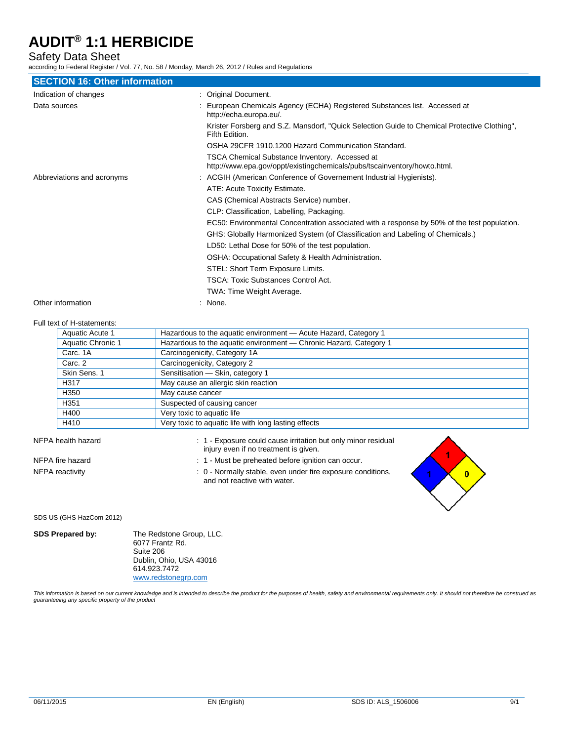## SECTION 16: Other information

| | |
|---|---|
| Indication of changes | : Original Document. |
| Data sources | : European Chemicals Agency (ECHA) Registered Substances list. Accessed at http://echa.europa.eu/. |
| | Krister Forsberg and S.Z. Mansdorf, "Quick Selection Guide to Chemical Protective Clothing", Fifth Edition. |
| | OSHA 29CFR 1910.1200 Hazard Communication Standard. |
| | TSCA Chemical Substance Inventory. Accessed at http://www.epa.gov/oppt/existingchemicals/pubs/tscainventory/howto.html. |
| Abbreviations and acronyms | : ACGIH (American Conference of Governement Industrial Hygienists). |
| | ATE: Acute Toxicity Estimate. |
| | CAS (Chemical Abstracts Service) number. |
| | CLP: Classification, Labelling, Packaging. |
| | EC50: Environmental Concentration associated with a response by 50% of the test population. |
| | GHS: Globally Harmonized System (of Classification and Labeling of Chemicals.) |
| | LD50: Lethal Dose for 50% of the test population. |
| | OSHA: Occupational Safety & Health Administration. |
| | STEL: Short Term Exposure Limits. |
| | TSCA: Toxic Substances Control Act. |
| | TWA: Time Weight Average. |
| Other information | : None. |

Full text of H-statements:

| | |
|---|---|
| Aquatic Acute 1 | Hazardous to the aquatic environment — Acute Hazard, Category 1 |
| Aquatic Chronic 1 | Hazardous to the aquatic environment — Chronic Hazard, Category 1 |
| Carc. 1A | Carcinogenicity, Category 1A |
| Carc. 2 | Carcinogenicity, Category 2 |
| Skin Sens. 1 | Sensitisation — Skin, category 1 |
| H317 | May cause an allergic skin reaction |
| H350 | May cause cancer |
| H351 | Suspected of causing cancer |
| H400 | Very toxic to aquatic life |
| H410 | Very toxic to aquatic life with long lasting effects |

| | |
|---|---|
| NFPA health hazard | : 1 - Exposure could cause irritation but only minor residual injury even if no treatment is given. |
| NFPA fire hazard | : 1 - Must be preheated before ignition can occur. |
| NFPA reactivity | : 0 - Normally stable, even under fire exposure conditions, and not reactive with water. |

1
1
0

SDS US (GHS HazCom 2012)

**SDS Prepared by:**
The Redstone Group, LLC.
6077 Frantz Rd.
Suite 206
Dublin, Ohio, USA 43016
614.923.7472
www.redstonegrp.com

*This information is based on our current knowledge and is intended to describe the product for the purposes of health, safety and environmental requirements only. It should not therefore be construed as guaranteeing any specific property of the product*